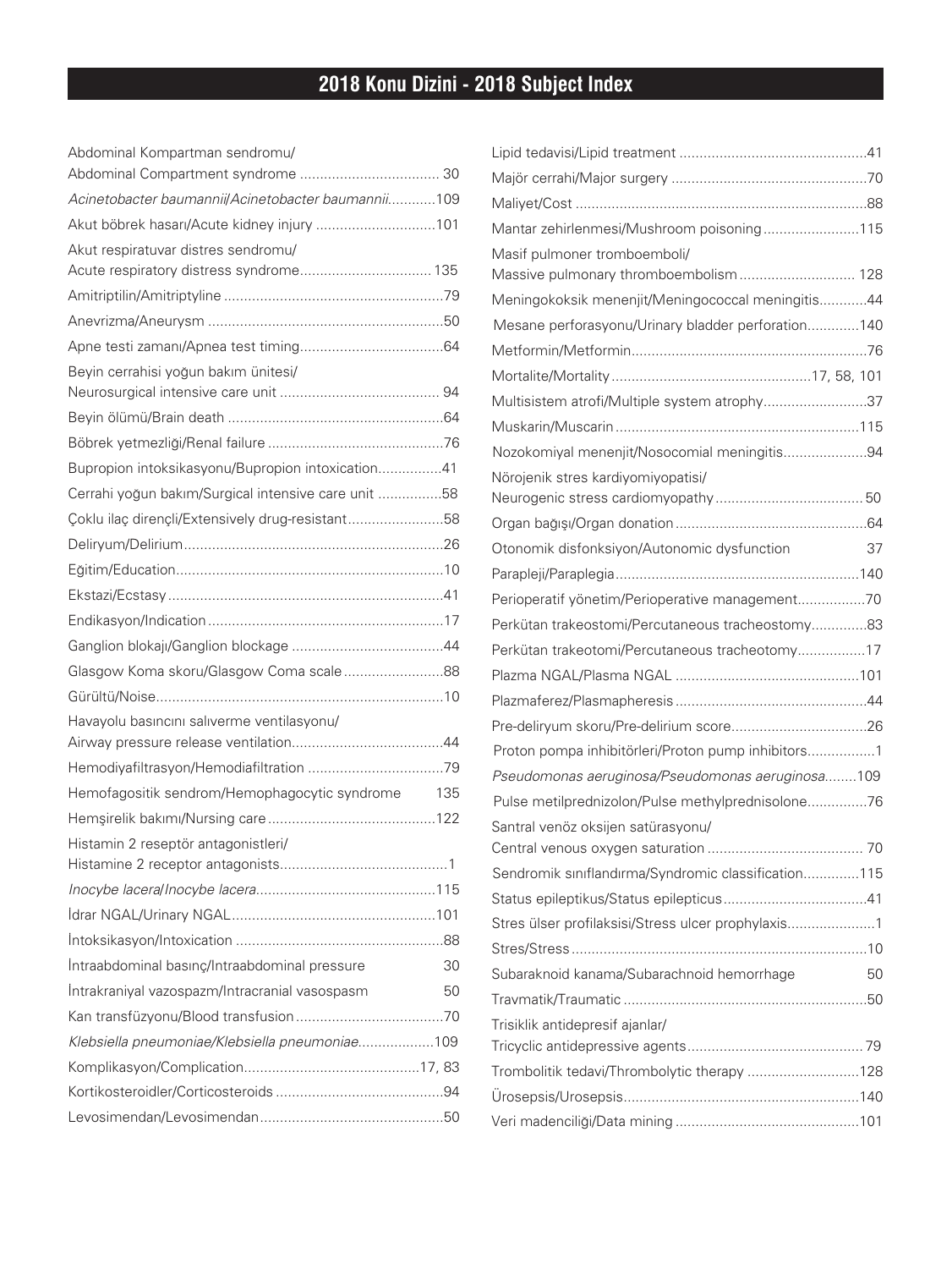# 2018 Konu Dizini - 2018 Subject Index

Abdominal Kompartman sendromu/ Abdominal Compartment syndrome .................................. 30

*Acinetobacter baumannii/Acinetobacter baumannii*............109

Akut böbrek hasarı/Acute kidney injury .............................101

Akut respiratuvar distres sendromu/ Acute respiratory distress syndrome................................. 135

Amitriptilin/Amitriptyline .......................................................79

Anevrizma/Aneurysm ...........................................................50

Apne testi zamanı/Apnea test timing....................................64

Beyin cerrahisi yoğun bakım ünitesi/ Neurosurgical intensive care unit ........................................ 94

Beyin ölümü/Brain death ......................................................64

Böbrek yetmezliği/Renal failure ............................................76

Bupropion intoksikasyonu/Bupropion intoxication................41

Cerrahi yoğun bakım/Surgical intensive care unit ................58

Çoklu ilaç dirençli/Extensively drug-resistant........................58

Deliryum/Delirium.................................................................26

Eğitim/Education...................................................................10

Ekstazi/Ecstasy .....................................................................41

Endikasyon/Indication ...........................................................17

Ganglion blokajı/Ganglion blockage ......................................44

Glasgow Koma skoru/Glasgow Coma scale .........................88

Gürültü/Noise........................................................................10

Havayolu basıncını salıverme ventilasyonu/ Airway pressure release ventilation......................................44

Hemodiyafiltrasyon/Hemodiafiltration ..................................79

Hemofagositik sendrom/Hemophagocytic syndrome 135

Hemşirelik bakımı/Nursing care ..........................................122

Histamin 2 reseptör antagonistleri/ Histamine 2 receptor antagonists..........................................1

*Inocybe lacera/Inocybe lacera*............................................115

İdrar NGAL/Urinary NGAL...................................................101

İntoksikasyon/Intoxication ....................................................88

İntraabdominal basınç/Intraabdominal pressure 30

İntrakraniyal vazospazm/Intracranial vasospasm 50

Kan transfüzyonu/Blood transfusion .....................................70

*Klebsiella pneumoniae/Klebsiella pneumoniae*..................109

Komplikasyon/Complication............................................17, 83

Kortikosteroidler/Corticosteroids ..........................................94

Levosimendan/Levosimendan..............................................50

Lipid tedavisi/Lipid treatment ...............................................41

Majör cerrahi/Major surgery .................................................70

Maliyet/Cost .........................................................................88

Mantar zehirlenmesi/Mushroom poisoning........................115

Masif pulmoner tromboemboli/ Massive pulmonary thromboembolism ............................. 128

Meningokoksik menenjit/Meningococcal meningitis............44

Mesane perforasyonu/Urinary bladder perforation.............140

Metformin/Metformin............................................................76

Mortalite/Mortality ..................................................17, 58, 101

Multisistem atrofi/Multiple system atrophy..........................37

Muskarin/Muscarin .............................................................115

Nozokomiyal menenjit/Nosocomial meningitis.....................94

Nörojenik stres kardiyomiyopatisi/ Neurogenic stress cardiomyopathy.....................................50

Organ bağışı/Organ donation ................................................64

Otonomik disfonksiyon/Autonomic dysfunction 37

Parapleji/Paraplegia.............................................................140

Perioperatif yönetim/Perioperative management.................70

Perkütan trakeostomi/Percutaneous tracheostomy..............83

Perkütan trakeotomi/Percutaneous tracheotomy.................17

Plazma NGAL/Plasma NGAL ..............................................101

Plazmaferez/Plasmapheresis ................................................44

Pre-deliryum skoru/Pre-delirium score..................................26

Proton pompa inhibitörleri/Proton pump inhibitors.................1

*Pseudomonas aeruginosa/Pseudomonas aeruginosa*........109

Pulse metilprednizolon/Pulse methylprednisolone...............76

Santral venöz oksijen satürasyonu/ Central venous oxygen saturation ....................................... 70

Sendromik sınıflandırma/Syndromic classification..............115

Status epileptikus/Status epilepticus....................................41

Stres ülser profilaksisi/Stress ulcer prophylaxis......................1

Stres/Stress ..........................................................................10

Subaraknoid kanama/Subarachnoid hemorrhage 50

Travmatik/Traumatic .............................................................50

Trisiklik antidepresif ajanlar/ Tricyclic antidepressive agents............................................ 79

Trombolitik tedavi/Thrombolytic therapy ............................128

Ürosepsis/Urosepsis...........................................................140

Veri madenciliği/Data mining ..............................................101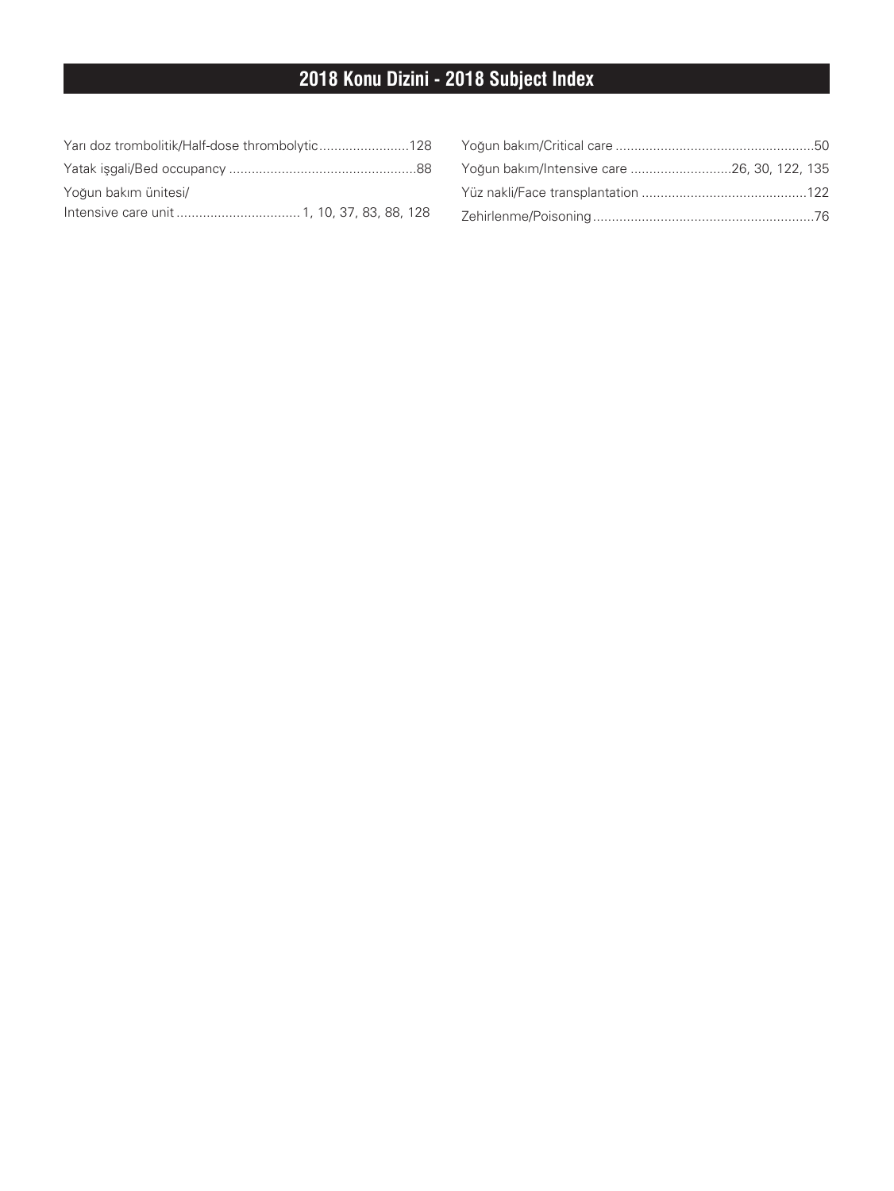# 2018 Konu Dizini - 2018 Subject Index

Yarı doz trombolitik/Half-dose thrombolytic........................128

Yatak işgali/Bed occupancy ..................................................88

Yoğun bakım ünitesi/
Intensive care unit ................................. 1, 10, 37, 83, 88, 128

Yoğun bakım/Critical care .....................................................50

Yoğun bakım/Intensive care ...........................26, 30, 122, 135

Yüz nakli/Face transplantation ............................................122

Zehirlenme/Poisoning...........................................................76